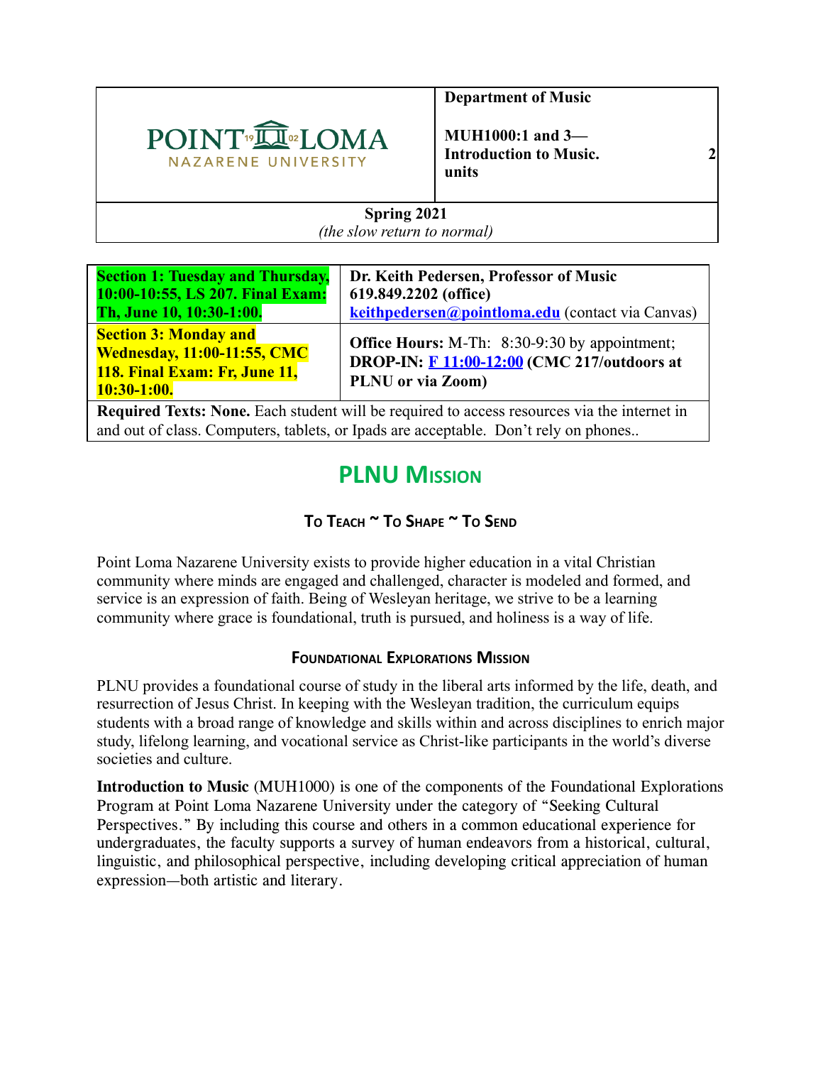| POINT LOMA NAZARENE UNIVERSITY | **Department of Music**<br><br>**MUH1000:1 and 3—Introduction to Music. 2 units** |
| --- | --- |
| **Spring 2021**<br>*(the slow return to normal)* | |

| **Section 1: Tuesday and Thursday, 10:00-10:55, LS 207. Final Exam: Th, June 10, 10:30-1:00.** | **Dr. Keith Pedersen, Professor of Music**<br>**619.849.2202 (office)**<br>**keithpedersen@pointloma.edu** (contact via Canvas) |
| --- | --- |
| **Section 3: Monday and Wednesday, 11:00-11:55, CMC 118. Final Exam: Fr, June 11, 10:30-1:00.** | **Office Hours:** M-Th: 8:30-9:30 by appointment; **DROP-IN: F 11:00-12:00 (CMC 217/outdoors at PLNU or via Zoom)** |
| **Required Texts: None.** Each student will be required to access resources via the internet in and out of class. Computers, tablets, or Ipads are acceptable. Don't rely on phones.. | |

# PLNU Mission

### To Teach ~ To Shape ~ To Send

Point Loma Nazarene University exists to provide higher education in a vital Christian community where minds are engaged and challenged, character is modeled and formed, and service is an expression of faith. Being of Wesleyan heritage, we strive to be a learning community where grace is foundational, truth is pursued, and holiness is a way of life.

#### Foundational Explorations Mission

PLNU provides a foundational course of study in the liberal arts informed by the life, death, and resurrection of Jesus Christ. In keeping with the Wesleyan tradition, the curriculum equips students with a broad range of knowledge and skills within and across disciplines to enrich major study, lifelong learning, and vocational service as Christ-like participants in the world's diverse societies and culture.

**Introduction to Music** (MUH1000) is one of the components of the Foundational Explorations Program at Point Loma Nazarene University under the category of "Seeking Cultural Perspectives." By including this course and others in a common educational experience for undergraduates, the faculty supports a survey of human endeavors from a historical, cultural, linguistic, and philosophical perspective, including developing critical appreciation of human expression—both artistic and literary.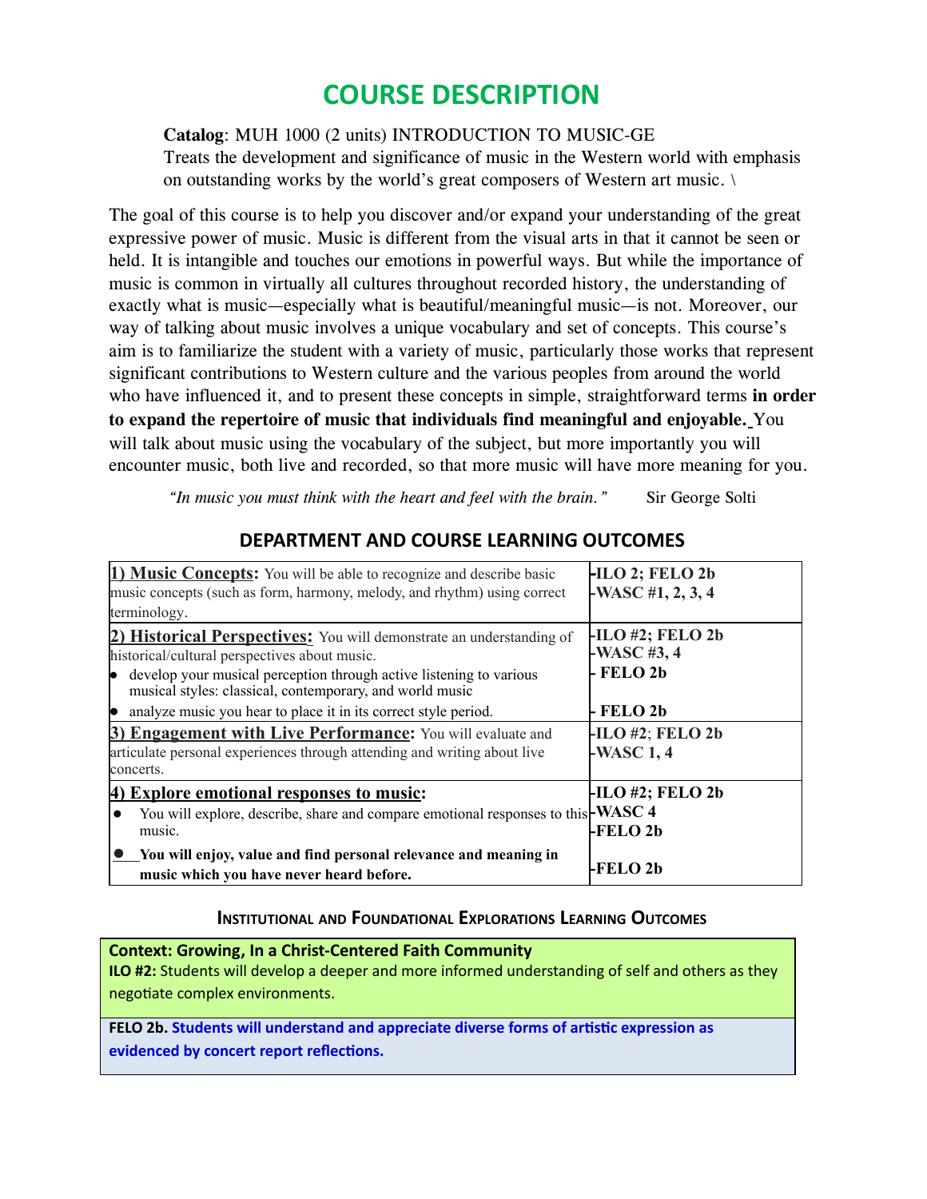# COURSE DESCRIPTION

**Catalog**: MUH 1000 (2 units) INTRODUCTION TO MUSIC-GE
Treats the development and significance of music in the Western world with emphasis on outstanding works by the world's great composers of Western art music. \

The goal of this course is to help you discover and/or expand your understanding of the great expressive power of music. Music is different from the visual arts in that it cannot be seen or held. It is intangible and touches our emotions in powerful ways. But while the importance of music is common in virtually all cultures throughout recorded history, the understanding of exactly what is music—especially what is beautiful/meaningful music—is not. Moreover, our way of talking about music involves a unique vocabulary and set of concepts. This course's aim is to familiarize the student with a variety of music, particularly those works that represent significant contributions to Western culture and the various peoples from around the world who have influenced it, and to present these concepts in simple, straightforward terms **in order to expand the repertoire of music that individuals find meaningful and enjoyable.** You will talk about music using the vocabulary of the subject, but more importantly you will encounter music, both live and recorded, so that more music will have more meaning for you.

*"In music you must think with the heart and feel with the brain."* Sir George Solti

## DEPARTMENT AND COURSE LEARNING OUTCOMES

| Outcome | Alignment |
|---|---|
| **1) Music Concepts:** You will be able to recognize and describe basic music concepts (such as form, harmony, melody, and rhythm) using correct terminology. | **-ILO 2; FELO 2b**<br>**-WASC #1, 2, 3, 4** |
| **2) Historical Perspectives:** You will demonstrate an understanding of historical/cultural perspectives about music.<br>• develop your musical perception through active listening to various musical styles: classical, contemporary, and world music<br>• analyze music you hear to place it in its correct style period. | **-ILO #2; FELO 2b**<br>**-WASC #3, 4**<br>**- FELO 2b**<br>**- FELO 2b** |
| **3) Engagement with Live Performance:** You will evaluate and articulate personal experiences through attending and writing about live concerts. | **-ILO #2; FELO 2b**<br>**-WASC 1, 4** |
| **4) Explore emotional responses to music:**<br>• You will explore, describe, share and compare emotional responses to this music.<br>• **You will enjoy, value and find personal relevance and meaning in music which you have never heard before.** | **-ILO #2; FELO 2b**<br>**-WASC 4**<br>**-FELO 2b**<br>**-FELO 2b** |

### Institutional and Foundational Explorations Learning Outcomes

**Context: Growing, In a Christ-Centered Faith Community**
**ILO #2:** Students will develop a deeper and more informed understanding of self and others as they negotiate complex environments.

**FELO 2b. Students will understand and appreciate diverse forms of artistic expression as evidenced by concert report reflections.**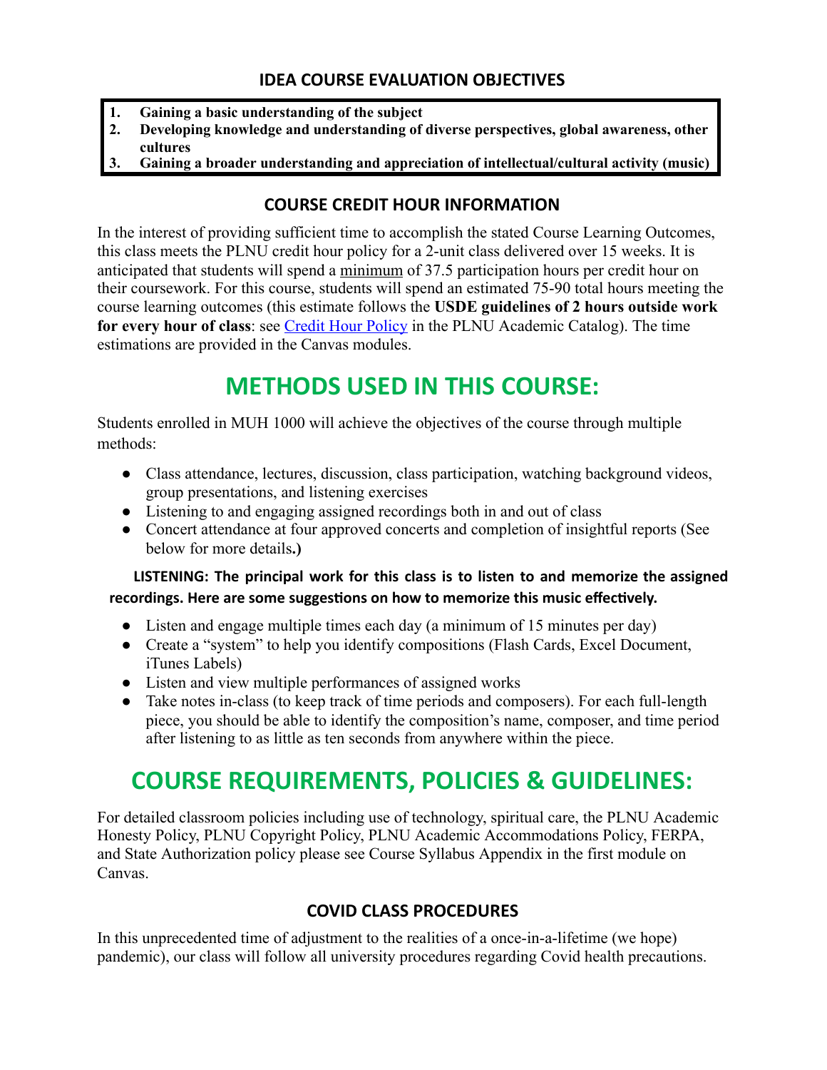## IDEA COURSE EVALUATION OBJECTIVES

1. **Gaining a basic understanding of the subject**
2. **Developing knowledge and understanding of diverse perspectives, global awareness, other cultures**
3. **Gaining a broader understanding and appreciation of intellectual/cultural activity (music)**

## COURSE CREDIT HOUR INFORMATION

In the interest of providing sufficient time to accomplish the stated Course Learning Outcomes, this class meets the PLNU credit hour policy for a 2-unit class delivered over 15 weeks. It is anticipated that students will spend a minimum of 37.5 participation hours per credit hour on their coursework. For this course, students will spend an estimated 75-90 total hours meeting the course learning outcomes (this estimate follows the **USDE guidelines of 2 hours outside work for every hour of class**: see [Credit Hour Policy] in the PLNU Academic Catalog). The time estimations are provided in the Canvas modules.

# METHODS USED IN THIS COURSE:

Students enrolled in MUH 1000 will achieve the objectives of the course through multiple methods:

- Class attendance, lectures, discussion, class participation, watching background videos, group presentations, and listening exercises
- Listening to and engaging assigned recordings both in and out of class
- Concert attendance at four approved concerts and completion of insightful reports (See below for more details**.)**

**LISTENING: The principal work for this class is to listen to and memorize the assigned recordings. Here are some suggestions on how to memorize this music effectively.**

- Listen and engage multiple times each day (a minimum of 15 minutes per day)
- Create a "system" to help you identify compositions (Flash Cards, Excel Document, iTunes Labels)
- Listen and view multiple performances of assigned works
- Take notes in-class (to keep track of time periods and composers). For each full-length piece, you should be able to identify the composition's name, composer, and time period after listening to as little as ten seconds from anywhere within the piece.

# COURSE REQUIREMENTS, POLICIES & GUIDELINES:

For detailed classroom policies including use of technology, spiritual care, the PLNU Academic Honesty Policy, PLNU Copyright Policy, PLNU Academic Accommodations Policy, FERPA, and State Authorization policy please see Course Syllabus Appendix in the first module on Canvas.

## COVID CLASS PROCEDURES

In this unprecedented time of adjustment to the realities of a once-in-a-lifetime (we hope) pandemic), our class will follow all university procedures regarding Covid health precautions.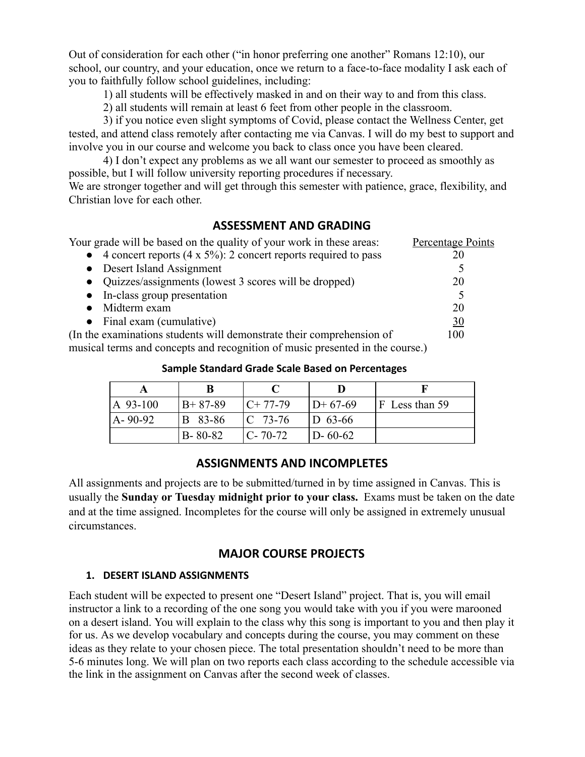Out of consideration for each other ("in honor preferring one another" Romans 12:10), our school, our country, and your education, once we return to a face-to-face modality I ask each of you to faithfully follow school guidelines, including:

1) all students will be effectively masked in and on their way to and from this class.

2) all students will remain at least 6 feet from other people in the classroom.

3) if you notice even slight symptoms of Covid, please contact the Wellness Center, get tested, and attend class remotely after contacting me via Canvas. I will do my best to support and involve you in our course and welcome you back to class once you have been cleared.

4) I don't expect any problems as we all want our semester to proceed as smoothly as possible, but I will follow university reporting procedures if necessary.

We are stronger together and will get through this semester with patience, grace, flexibility, and Christian love for each other.

## ASSESSMENT AND GRADING

| Your grade will be based on the quality of your work in these areas: | Percentage Points |
|---|---|
| ● 4 concert reports (4 x 5%): 2 concert reports required to pass | 20 |
| ● Desert Island Assignment | 5 |
| ● Quizzes/assignments (lowest 3 scores will be dropped) | 20 |
| ● In-class group presentation | 5 |
| ● Midterm exam | 20 |
| ● Final exam (cumulative) | 30 |
| (In the examinations students will demonstrate their comprehension of musical terms and concepts and recognition of music presented in the course.) | 100 |

**Sample Standard Grade Scale Based on Percentages**

| A | B | C | D | F |
|---|---|---|---|---|
| A 93-100 | B+ 87-89 | C+ 77-79 | D+ 67-69 | F Less than 59 |
| A- 90-92 | B 83-86 | C 73-76 | D 63-66 | |
| | B- 80-82 | C- 70-72 | D- 60-62 | |

## ASSIGNMENTS AND INCOMPLETES

All assignments and projects are to be submitted/turned in by time assigned in Canvas. This is usually the **Sunday or Tuesday midnight prior to your class.** Exams must be taken on the date and at the time assigned. Incompletes for the course will only be assigned in extremely unusual circumstances.

## MAJOR COURSE PROJECTS

### 1. DESERT ISLAND ASSIGNMENTS

Each student will be expected to present one "Desert Island" project. That is, you will email instructor a link to a recording of the one song you would take with you if you were marooned on a desert island. You will explain to the class why this song is important to you and then play it for us. As we develop vocabulary and concepts during the course, you may comment on these ideas as they relate to your chosen piece. The total presentation shouldn't need to be more than 5-6 minutes long. We will plan on two reports each class according to the schedule accessible via the link in the assignment on Canvas after the second week of classes.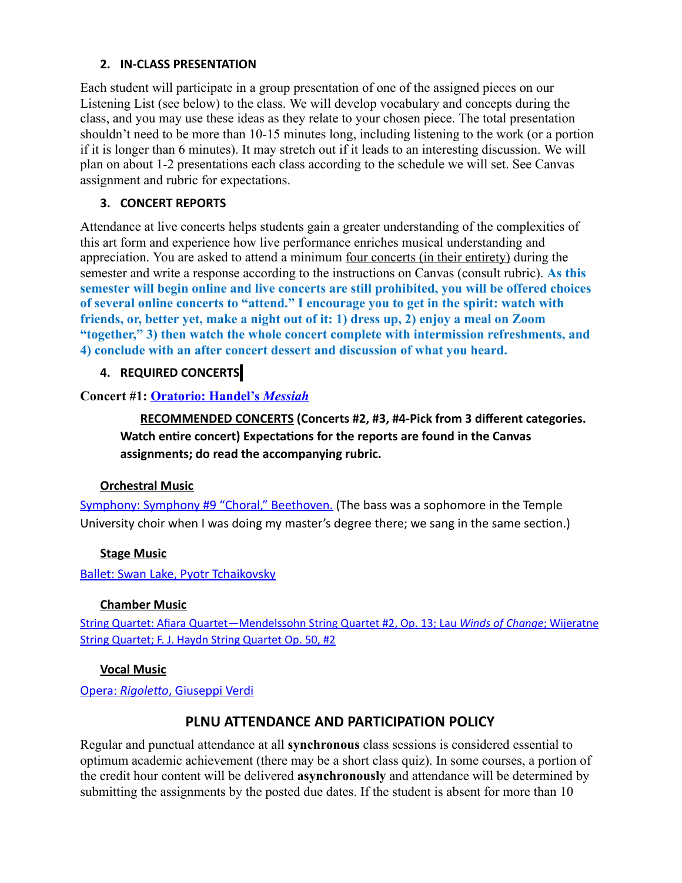2. **IN-CLASS PRESENTATION**

Each student will participate in a group presentation of one of the assigned pieces on our Listening List (see below) to the class. We will develop vocabulary and concepts during the class, and you may use these ideas as they relate to your chosen piece. The total presentation shouldn't need to be more than 10-15 minutes long, including listening to the work (or a portion if it is longer than 6 minutes). It may stretch out if it leads to an interesting discussion. We will plan on about 1-2 presentations each class according to the schedule we will set. See Canvas assignment and rubric for expectations.

3. **CONCERT REPORTS**

Attendance at live concerts helps students gain a greater understanding of the complexities of this art form and experience how live performance enriches musical understanding and appreciation. You are asked to attend a minimum four concerts (in their entirety) during the semester and write a response according to the instructions on Canvas (consult rubric). **As this semester will begin online and live concerts are still prohibited, you will be offered choices of several online concerts to "attend." I encourage you to get in the spirit: watch with friends, or, better yet, make a night out of it: 1) dress up, 2) enjoy a meal on Zoom "together," 3) then watch the whole concert complete with intermission refreshments, and 4) conclude with an after concert dessert and discussion of what you heard.**

4. **REQUIRED CONCERTS**

**Concert #1: Oratorio: Handel's *Messiah***

**RECOMMENDED CONCERTS (Concerts #2, #3, #4-Pick from 3 different categories. Watch entire concert) Expectations for the reports are found in the Canvas assignments; do read the accompanying rubric.**

**Orchestral Music**

Symphony: Symphony #9 "Choral," Beethoven. (The bass was a sophomore in the Temple University choir when I was doing my master's degree there; we sang in the same section.)

**Stage Music**

Ballet: Swan Lake, Pyotr Tchaikovsky

**Chamber Music**

String Quartet: Afiara Quartet—Mendelssohn String Quartet #2, Op. 13; Lau *Winds of Change*; Wijeratne String Quartet; F. J. Haydn String Quartet Op. 50, #2

**Vocal Music**

Opera: *Rigoletto*, Giuseppi Verdi

## PLNU ATTENDANCE AND PARTICIPATION POLICY

Regular and punctual attendance at all **synchronous** class sessions is considered essential to optimum academic achievement (there may be a short class quiz). In some courses, a portion of the credit hour content will be delivered **asynchronously** and attendance will be determined by submitting the assignments by the posted due dates. If the student is absent for more than 10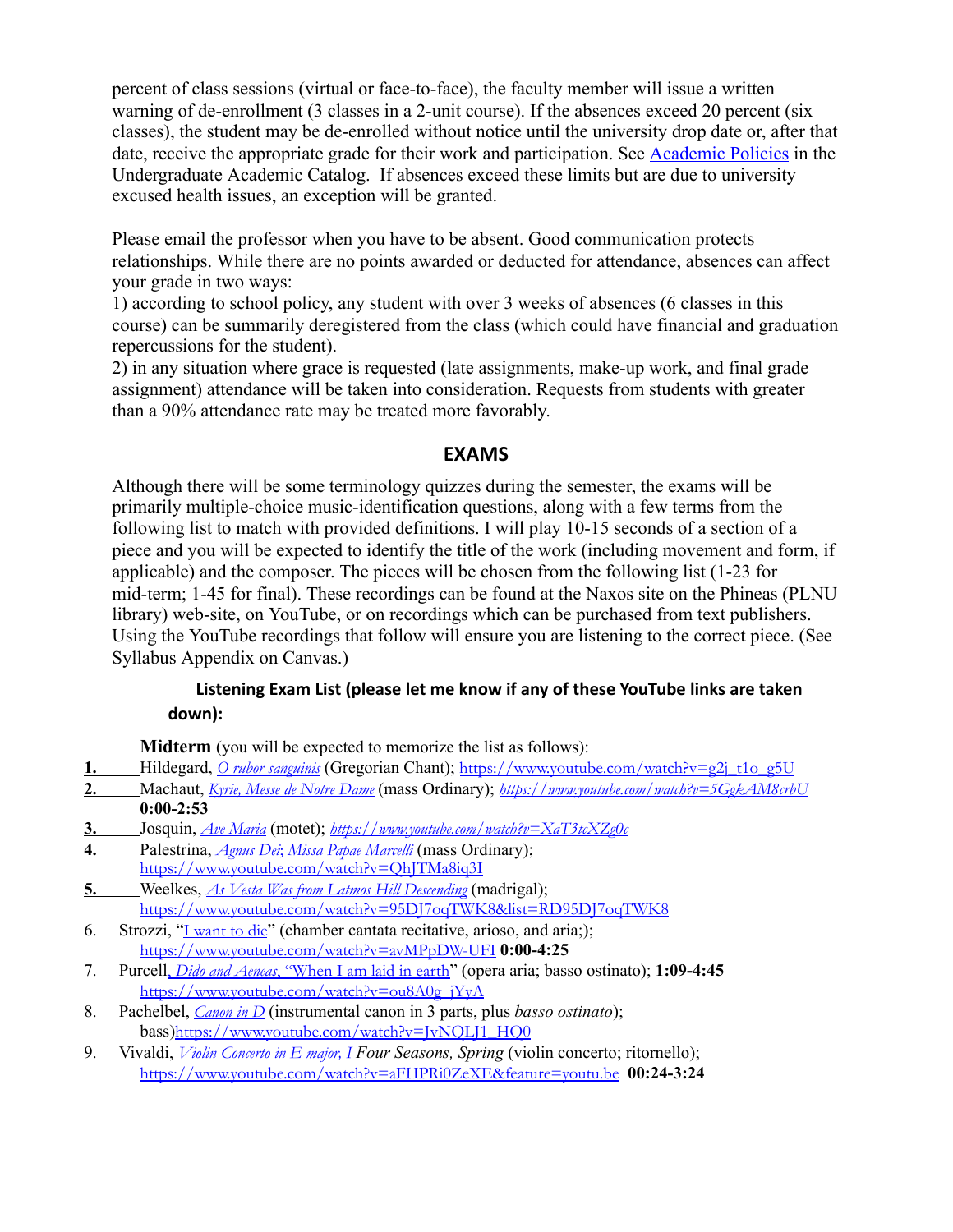percent of class sessions (virtual or face-to-face), the faculty member will issue a written warning of de-enrollment (3 classes in a 2-unit course). If the absences exceed 20 percent (six classes), the student may be de-enrolled without notice until the university drop date or, after that date, receive the appropriate grade for their work and participation. See [Academic Policies](#) in the Undergraduate Academic Catalog. If absences exceed these limits but are due to university excused health issues, an exception will be granted.

Please email the professor when you have to be absent. Good communication protects relationships. While there are no points awarded or deducted for attendance, absences can affect your grade in two ways:
1) according to school policy, any student with over 3 weeks of absences (6 classes in this course) can be summarily deregistered from the class (which could have financial and graduation repercussions for the student).
2) in any situation where grace is requested (late assignments, make-up work, and final grade assignment) attendance will be taken into consideration. Requests from students with greater than a 90% attendance rate may be treated more favorably.

## EXAMS

Although there will be some terminology quizzes during the semester, the exams will be primarily multiple-choice music-identification questions, along with a few terms from the following list to match with provided definitions. I will play 10-15 seconds of a section of a piece and you will be expected to identify the title of the work (including movement and form, if applicable) and the composer. The pieces will be chosen from the following list (1-23 for mid-term; 1-45 for final). These recordings can be found at the Naxos site on the Phineas (PLNU library) web-site, on YouTube, or on recordings which can be purchased from text publishers. Using the YouTube recordings that follow will ensure you are listening to the correct piece. (See Syllabus Appendix on Canvas.)

### Listening Exam List (please let me know if any of these YouTube links are taken down):

**Midterm** (you will be expected to memorize the list as follows):

1. Hildegard, *O rubor sanguinis* (Gregorian Chant); https://www.youtube.com/watch?v=g2j_t1o_g5U
2. Machaut, *Kyrie, Messe de Notre Dame* (mass Ordinary); *https://www.youtube.com/watch?v=5GgkAM8crbU* **0:00-2:53**
3. Josquin, *Ave Maria* (motet); *https://www.youtube.com/watch?v=XaT3tcXZg0c*
4. Palestrina, *Agnus Dei*; *Missa Papae Marcelli* (mass Ordinary); https://www.youtube.com/watch?v=QhJTMa8iq3I
5. Weelkes, *As Vesta Was from Latmos Hill Descending* (madrigal); https://www.youtube.com/watch?v=95DJ7oqTWK8&list=RD95DJ7oqTWK8
6. Strozzi, "I want to die" (chamber cantata recitative, arioso, and aria;); https://www.youtube.com/watch?v=avMPpDW-UFI **0:00-4:25**
7. Purcell, *Dido and Aeneas*, "When I am laid in earth" (opera aria; basso ostinato); **1:09-4:45** https://www.youtube.com/watch?v=ou8A0g_jYyA
8. Pachelbel, *Canon in D* (instrumental canon in 3 parts, plus *basso ostinato*); bass)https://www.youtube.com/watch?v=JvNQLJ1_HQ0
9. Vivaldi, *Violin Concerto in E major, I Four Seasons, Spring* (violin concerto; ritornello); https://www.youtube.com/watch?v=aFHPRi0ZeXE&feature=youtu.be **00:24-3:24**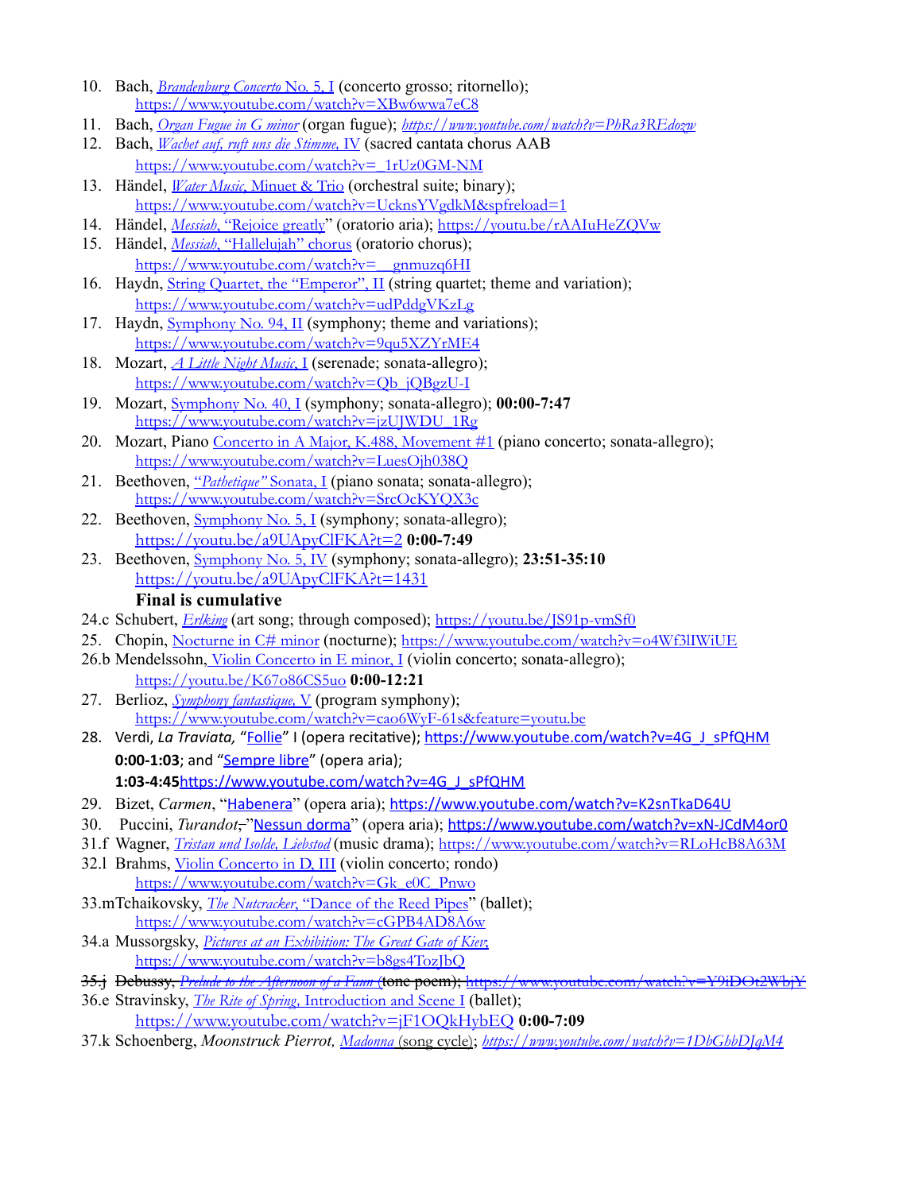10. Bach, *Brandenburg Concerto* No. 5, I (concerto grosso; ritornello);
    https://www.youtube.com/watch?v=XBw6wwa7eC8
11. Bach, *Organ Fugue in G minor* (organ fugue); *https://www.youtube.com/watch?v=PhRa3REdozw*
12. Bach, *Wachet auf, ruft uns die Stimme,* IV (sacred cantata chorus AAB
    https://www.youtube.com/watch?v=_1rUz0GM-NM
13. Händel, *Water Music*, Minuet & Trio (orchestral suite; binary);
    https://www.youtube.com/watch?v=UcknsYVgdkM&spfreload=1
14. Händel, *Messiah*, "Rejoice greatly" (oratorio aria); https://youtu.be/rAAIuHeZQVw
15. Händel, *Messiah*, "Hallelujah" chorus (oratorio chorus);
    https://www.youtube.com/watch?v=__gnmuzq6HI
16. Haydn, String Quartet, the "Emperor", II (string quartet; theme and variation);
    https://www.youtube.com/watch?v=udPddgVKzLg
17. Haydn, Symphony No. 94, II (symphony; theme and variations);
    https://www.youtube.com/watch?v=9qu5XZYrME4
18. Mozart, *A Little Night Music*, I (serenade; sonata-allegro);
    https://www.youtube.com/watch?v=Qb_jQBgzU-I
19. Mozart, Symphony No. 40, I (symphony; sonata-allegro); **00:00-7:47**
    https://www.youtube.com/watch?v=jzUJWDU_1Rg
20. Mozart, Piano Concerto in A Major, K.488, Movement #1 (piano concerto; sonata-allegro);
    https://www.youtube.com/watch?v=LuesOjh038Q
21. Beethoven, *"Pathetique"* Sonata, I (piano sonata; sonata-allegro);
    https://www.youtube.com/watch?v=SrcOcKYQX3c
22. Beethoven, Symphony No. 5, I (symphony; sonata-allegro);
    https://youtu.be/a9UApyClFKA?t=2 **0:00-7:49**
23. Beethoven, Symphony No. 5, IV (symphony; sonata-allegro); **23:51-35:10**
    https://youtu.be/a9UApyClFKA?t=1431
    **Final is cumulative**

24.c Schubert, *Erlking* (art song; through composed); https://youtu.be/JS91p-vmSf0
25. Chopin, Nocturne in C# minor (nocturne); https://www.youtube.com/watch?v=o4Wf3lIWiUE
26.b Mendelssohn, Violin Concerto in E minor, I (violin concerto; sonata-allegro);
    https://youtu.be/K67o86CS5uo **0:00-12:21**
27. Berlioz, *Symphony fantastique,* V (program symphony);
    https://www.youtube.com/watch?v=cao6WyF-61s&feature=youtu.be
28. Verdi, *La Traviata,* "Follie" I (opera recitative); https://www.youtube.com/watch?v=4G_J_sPfQHM
    **0:00-1:03**; and "Sempre libre" (opera aria);
    **1:03-4:45**https://www.youtube.com/watch?v=4G_J_sPfQHM
29. Bizet, *Carmen*, "Habenera" (opera aria); https://www.youtube.com/watch?v=K2snTkaD64U
30. Puccini, *Turandot*, "Nessun dorma" (opera aria); https://www.youtube.com/watch?v=xN-JCdM4or0
31.f Wagner, *Tristan und Isolde, Liebstod* (music drama); https://www.youtube.com/watch?v=RLoHcB8A63M
32.l Brahms, Violin Concerto in D, III (violin concerto; rondo)
    https://www.youtube.com/watch?v=Gk_e0C_Pnwo
33.m Tchaikovsky, *The Nutcracker*, "Dance of the Reed Pipes" (ballet);
    https://www.youtube.com/watch?v=cGPB4AD8A6w
34.a Mussorgsky, *Pictures at an Exhibition: The Great Gate of Kiev*;
    https://www.youtube.com/watch?v=b8gs4TozJbQ
~~35.j Debussy, *Prelude to the Afternoon of a Faun* (tone poem); https://www.youtube.com/watch?v=Y9iDOt2WbjY~~
36.e Stravinsky, *The Rite of Spring*, Introduction and Scene I (ballet);
    https://www.youtube.com/watch?v=jF1OQkHybEQ **0:00-7:09**
37.k Schoenberg, *Moonstruck Pierrot,* Madonna (song cycle); *https://www.youtube.com/watch?v=1DbGhbDJgM4*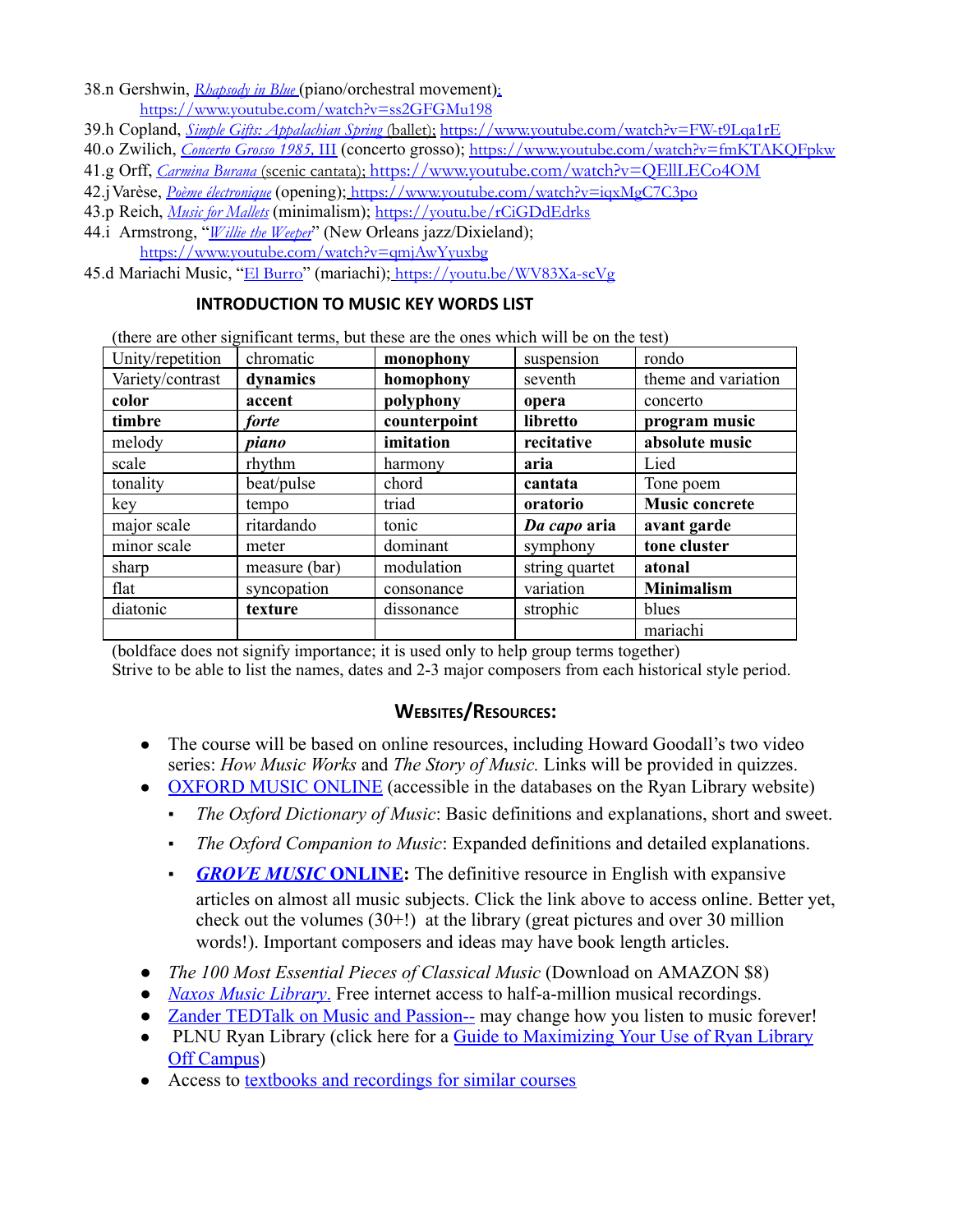38.n Gershwin, *Rhapsody in Blue* (piano/orchestral movement); https://www.youtube.com/watch?v=ss2GFGMu198

39.h Copland, *Simple Gifts: Appalachian Spring* (ballet); https://www.youtube.com/watch?v=FW-t9Lqa1rE

40.o Zwilich, *Concerto Grosso 1985*, III (concerto grosso); https://www.youtube.com/watch?v=fmKTAKQFpkw

41.g Orff, *Carmina Burana* (scenic cantata); https://www.youtube.com/watch?v=QEllLECo4OM

42.j Varèse, *Poème électronique* (opening); https://www.youtube.com/watch?v=iqxMgC7C3po

43.p Reich, *Music for Mallets* (minimalism); https://youtu.be/rCiGDdEdrks

44.i Armstrong, "*Willie the Weeper*" (New Orleans jazz/Dixieland); https://www.youtube.com/watch?v=qmjAwYyuxbg

45.d Mariachi Music, "El Burro" (mariachi); https://youtu.be/WV83Xa-scVg

### INTRODUCTION TO MUSIC KEY WORDS LIST

(there are other significant terms, but these are the ones which will be on the test)

| | | | | |
|---|---|---|---|---|
| Unity/repetition | chromatic | **monophony** | suspension | rondo |
| Variety/contrast | **dynamics** | **homophony** | seventh | theme and variation |
| **color** | **accent** | **polyphony** | **opera** | concerto |
| **timbre** | ***forte*** | **counterpoint** | **libretto** | **program music** |
| melody | ***piano*** | **imitation** | **recitative** | **absolute music** |
| scale | rhythm | harmony | **aria** | Lied |
| tonality | beat/pulse | chord | **cantata** | Tone poem |
| key | tempo | triad | **oratorio** | **Music concrete** |
| major scale | ritardando | tonic | ***Da capo* aria** | **avant garde** |
| minor scale | meter | dominant | symphony | **tone cluster** |
| sharp | measure (bar) | modulation | string quartet | **atonal** |
| flat | syncopation | consonance | variation | **Minimalism** |
| diatonic | **texture** | dissonance | strophic | blues |
| | | | | mariachi |

(boldface does not signify importance; it is used only to help group terms together)
Strive to be able to list the names, dates and 2-3 major composers from each historical style period.

### WEBSITES/RESOURCES:

- The course will be based on online resources, including Howard Goodall's two video series: *How Music Works* and *The Story of Music.* Links will be provided in quizzes.
- OXFORD MUSIC ONLINE (accessible in the databases on the Ryan Library website)
  - *The Oxford Dictionary of Music*: Basic definitions and explanations, short and sweet.
  - *The Oxford Companion to Music*: Expanded definitions and detailed explanations.
  - ***GROVE MUSIC* ONLINE:** The definitive resource in English with expansive articles on almost all music subjects. Click the link above to access online. Better yet, check out the volumes (30+!) at the library (great pictures and over 30 million words!). Important composers and ideas may have book length articles.
- *The 100 Most Essential Pieces of Classical Music* (Download on AMAZON $8)
- *Naxos Music Library*. Free internet access to half-a-million musical recordings.
- Zander TEDTalk on Music and Passion-- may change how you listen to music forever!
- PLNU Ryan Library (click here for a Guide to Maximizing Your Use of Ryan Library Off Campus)
- Access to textbooks and recordings for similar courses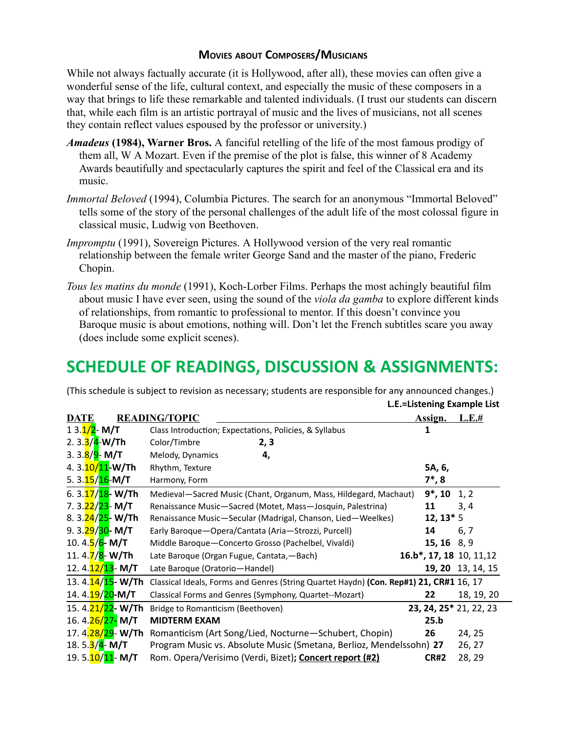### Movies about Composers/Musicians

While not always factually accurate (it is Hollywood, after all), these movies can often give a wonderful sense of the life, cultural context, and especially the music of these composers in a way that brings to life these remarkable and talented individuals. (I trust our students can discern that, while each film is an artistic portrayal of music and the lives of musicians, not all scenes they contain reflect values espoused by the professor or university.)

***Amadeus* (1984), Warner Bros.** A fanciful retelling of the life of the most famous prodigy of them all, W A Mozart. Even if the premise of the plot is false, this winner of 8 Academy Awards beautifully and spectacularly captures the spirit and feel of the Classical era and its music.

*Immortal Beloved* (1994), Columbia Pictures. The search for an anonymous "Immortal Beloved" tells some of the story of the personal challenges of the adult life of the most colossal figure in classical music, Ludwig von Beethoven.

*Impromptu* (1991), Sovereign Pictures. A Hollywood version of the very real romantic relationship between the female writer George Sand and the master of the piano, Frederic Chopin.

*Tous les matins du monde* (1991), Koch-Lorber Films. Perhaps the most achingly beautiful film about music I have ever seen, using the sound of the *viola da gamba* to explore different kinds of relationships, from romantic to professional to mentor. If this doesn't convince you Baroque music is about emotions, nothing will. Don't let the French subtitles scare you away (does include some explicit scenes).

## SCHEDULE OF READINGS, DISCUSSION & ASSIGNMENTS:

(This schedule is subject to revision as necessary; students are responsible for any announced changes.)

**L.E.=Listening Example List**

| DATE | READING/TOPIC | Assign. | L.E.# |
|---|---|---|---|
| 1 3.1/2- **M/T** | Class Introduction; Expectations, Policies, & Syllabus | **1** | |
| 2. 3.3/4-**W/Th** | Color/Timbre | **2, 3** | |
| 3. 3.8/9- **M/T** | Melody, Dynamics | **4,** | |
| 4. 3.10/11-**W/Th** | Rhythm, Texture | **5A, 6,** | |
| 5. 3.15/16-**M/T** | Harmony, Form | **7\*, 8** | |
| 6. 3.17/18- **W/Th** | Medieval—Sacred Music (Chant, Organum, Mass, Hildegard, Machaut) | **9\*, 10** | 1, 2 |
| 7. 3.22/23- **M/T** | Renaissance Music—Sacred (Motet, Mass—Josquin, Palestrina) | **11** | 3, 4 |
| 8. 3.24/25- **W/Th** | Renaissance Music—Secular (Madrigal, Chanson, Lied—Weelkes) | **12, 13\*** | 5 |
| 9. 3.29/30- **M/T** | Early Baroque—Opera/Cantata (Aria—Strozzi, Purcell) | **14** | 6, 7 |
| 10. 4.5/6- **M/T** | Middle Baroque—Concerto Grosso (Pachelbel, Vivaldi) | **15, 16** | 8, 9 |
| 11. 4.7/8- **W/Th** | Late Baroque (Organ Fugue, Cantata,—Bach) | **16.b\*, 17, 18** | 10, 11,12 |
| 12. 4.12/13- **M/T** | Late Baroque (Oratorio—Handel) | **19, 20** | 13, 14, 15 |
| 13. 4.14/15- **W/Th** | Classical Ideals, Forms and Genres (String Quartet Haydn) **(Con. Rep#1)** | **21, CR#1** | 16, 17 |
| 14. 4.19/20-**M/T** | Classical Forms and Genres (Symphony, Quartet--Mozart) | **22** | 18, 19, 20 |
| 15. 4.21/22- **W/Th** | Bridge to Romanticism (Beethoven) | **23, 24, 25\*** | 21, 22, 23 |
| 16. 4.26/27- **M/T** | **MIDTERM EXAM** | **25.b** | |
| 17. 4.28/29- **W/Th** | Romanticism (Art Song/Lied, Nocturne—Schubert, Chopin) | **26** | 24, 25 |
| 18. 5.3/4- **M/T** | Program Music vs. Absolute Music (Smetana, Berlioz, Mendelssohn) | **27** | 26, 27 |
| 19. 5.10/11- **M/T** | Rom. Opera/Verisimo (Verdi, Bizet)**; Concert report (#2)** | **CR#2** | 28, 29 |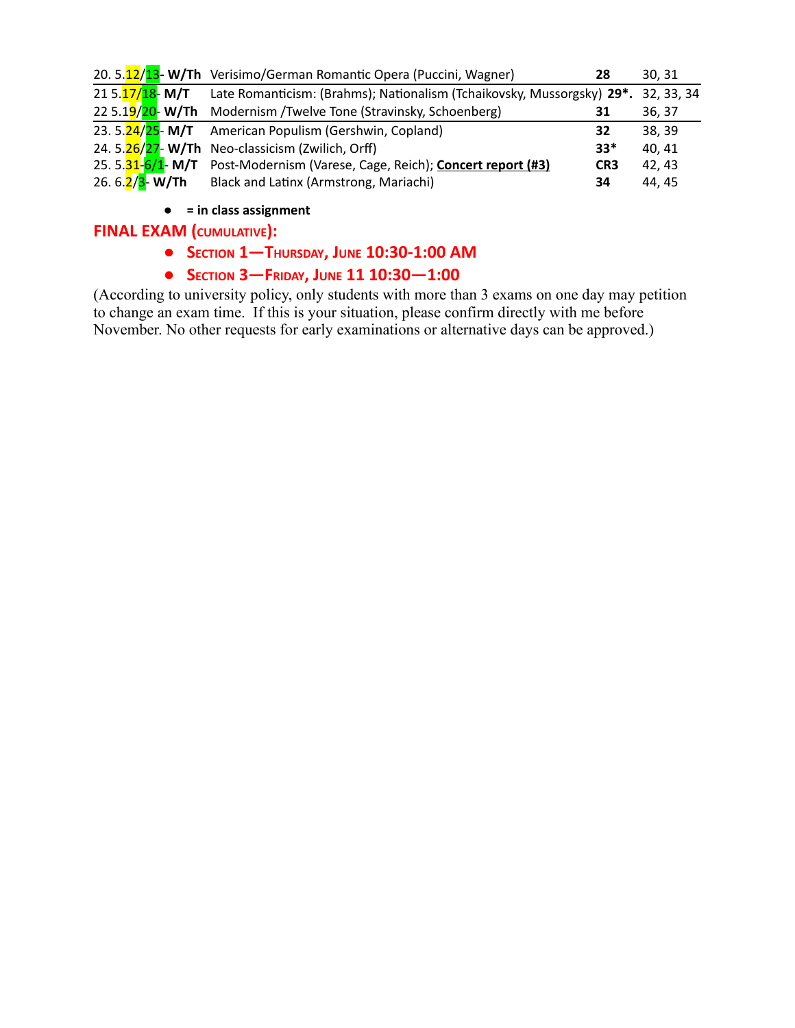| | | | |
|---|---|---|---|
| 20. 5.12/13- **W/Th** | Verisimo/German Romantic Opera (Puccini, Wagner) | **28** | 30, 31 |
| 21 5.17/18- **M/T** | Late Romanticism: (Brahms); Nationalism (Tchaikovsky, Mussorgsky) | **29*.** | 32, 33, 34 |
| 22 5.19/20- **W/Th** | Modernism /Twelve Tone (Stravinsky, Schoenberg) | **31** | 36, 37 |
| 23. 5.24/25- **M/T** | American Populism (Gershwin, Copland) | **32** | 38, 39 |
| 24. 5.26/27- **W/Th** | Neo-classicism (Zwilich, Orff) | **33*** | 40, 41 |
| 25. 5.31-6/1- **M/T** | Post-Modernism (Varese, Cage, Reich); **Concert report (#3)** | **CR3** | 42, 43 |
| 26. 6.2/3- **W/Th** | Black and Latinx (Armstrong, Mariachi) | **34** | 44, 45 |

- **= in class assignment**

**FINAL EXAM (CUMULATIVE):**

- **SECTION 1—THURSDAY, JUNE 10:30-1:00 AM**
- **SECTION 3—FRIDAY, JUNE 11 10:30—1:00**

(According to university policy, only students with more than 3 exams on one day may petition to change an exam time. If this is your situation, please confirm directly with me before November. No other requests for early examinations or alternative days can be approved.)